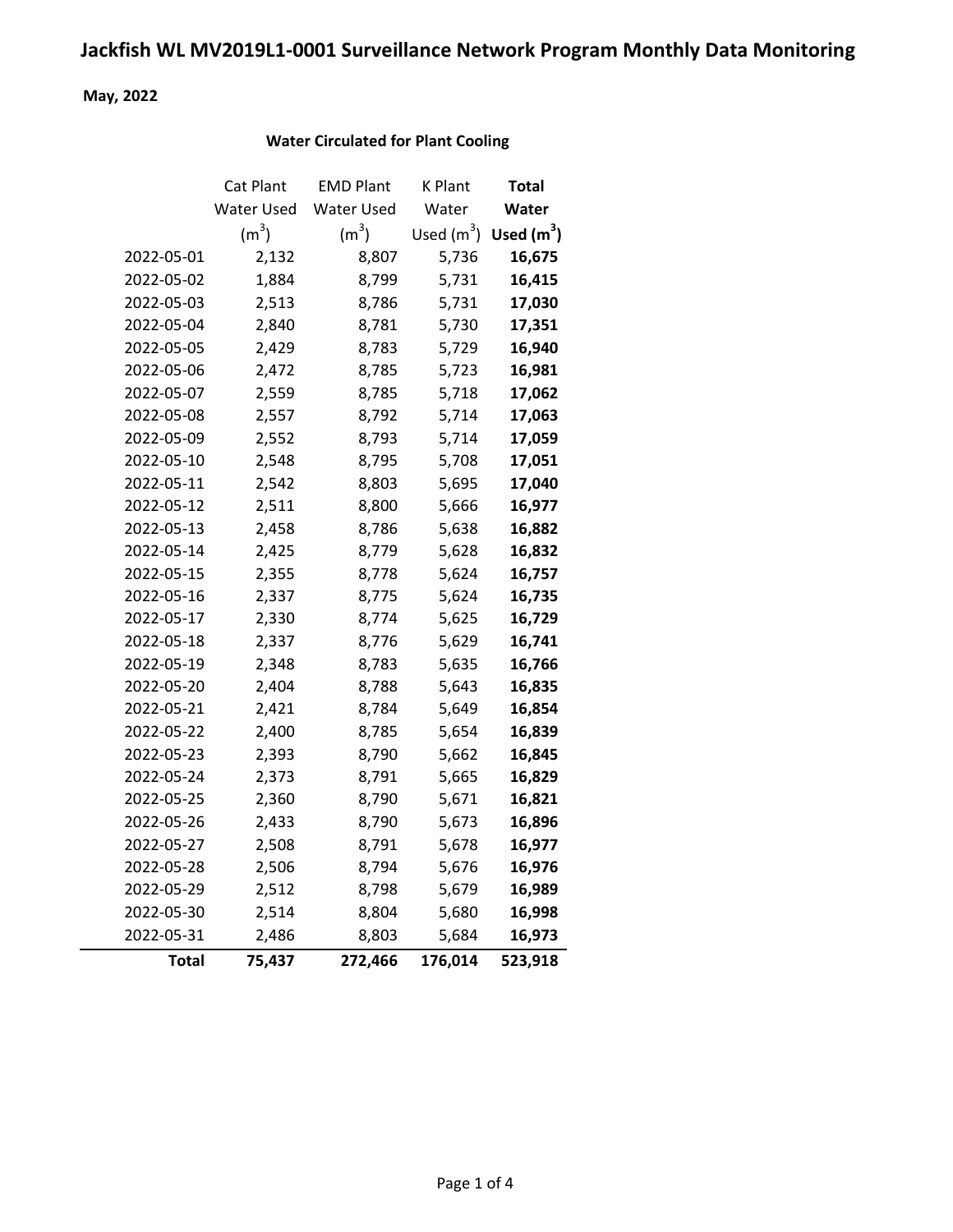# Jackfish WL MV2019L1-0001 Surveillance Network Program Monthly Data Monitoring

**May, 2022**

**Water Circulated for Plant Cooling**

| | Cat Plant Water Used ($m^3$) | EMD Plant Water Used ($m^3$) | K Plant Water Used ($m^3$) | **Total Water Used ($m^3$)** |
|---|---|---|---|---|
| 2022-05-01 | 2,132 | 8,807 | 5,736 | **16,675** |
| 2022-05-02 | 1,884 | 8,799 | 5,731 | **16,415** |
| 2022-05-03 | 2,513 | 8,786 | 5,731 | **17,030** |
| 2022-05-04 | 2,840 | 8,781 | 5,730 | **17,351** |
| 2022-05-05 | 2,429 | 8,783 | 5,729 | **16,940** |
| 2022-05-06 | 2,472 | 8,785 | 5,723 | **16,981** |
| 2022-05-07 | 2,559 | 8,785 | 5,718 | **17,062** |
| 2022-05-08 | 2,557 | 8,792 | 5,714 | **17,063** |
| 2022-05-09 | 2,552 | 8,793 | 5,714 | **17,059** |
| 2022-05-10 | 2,548 | 8,795 | 5,708 | **17,051** |
| 2022-05-11 | 2,542 | 8,803 | 5,695 | **17,040** |
| 2022-05-12 | 2,511 | 8,800 | 5,666 | **16,977** |
| 2022-05-13 | 2,458 | 8,786 | 5,638 | **16,882** |
| 2022-05-14 | 2,425 | 8,779 | 5,628 | **16,832** |
| 2022-05-15 | 2,355 | 8,778 | 5,624 | **16,757** |
| 2022-05-16 | 2,337 | 8,775 | 5,624 | **16,735** |
| 2022-05-17 | 2,330 | 8,774 | 5,625 | **16,729** |
| 2022-05-18 | 2,337 | 8,776 | 5,629 | **16,741** |
| 2022-05-19 | 2,348 | 8,783 | 5,635 | **16,766** |
| 2022-05-20 | 2,404 | 8,788 | 5,643 | **16,835** |
| 2022-05-21 | 2,421 | 8,784 | 5,649 | **16,854** |
| 2022-05-22 | 2,400 | 8,785 | 5,654 | **16,839** |
| 2022-05-23 | 2,393 | 8,790 | 5,662 | **16,845** |
| 2022-05-24 | 2,373 | 8,791 | 5,665 | **16,829** |
| 2022-05-25 | 2,360 | 8,790 | 5,671 | **16,821** |
| 2022-05-26 | 2,433 | 8,790 | 5,673 | **16,896** |
| 2022-05-27 | 2,508 | 8,791 | 5,678 | **16,977** |
| 2022-05-28 | 2,506 | 8,794 | 5,676 | **16,976** |
| 2022-05-29 | 2,512 | 8,798 | 5,679 | **16,989** |
| 2022-05-30 | 2,514 | 8,804 | 5,680 | **16,998** |
| 2022-05-31 | 2,486 | 8,803 | 5,684 | **16,973** |
| **Total** | **75,437** | **272,466** | **176,014** | **523,918** |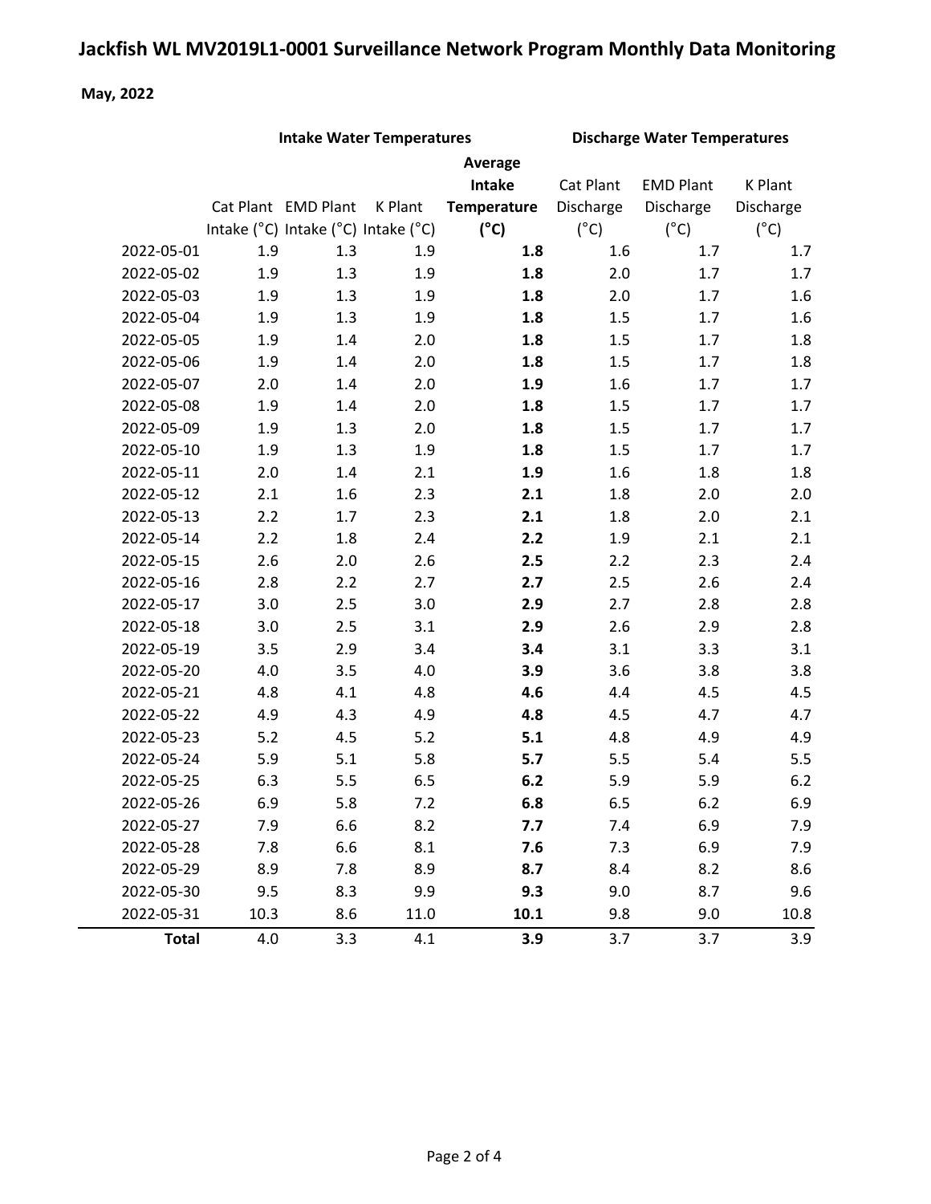# Jackfish WL MV2019L1-0001 Surveillance Network Program Monthly Data Monitoring

**May, 2022**

| | Intake Water Temperatures | | | | Discharge Water Temperatures | | |
|---|---|---|---|---|---|---|---|
| | Cat Plant Intake (°C) | EMD Plant Intake (°C) | K Plant Intake (°C) | **Average Intake Temperature (°C)** | Cat Plant Discharge (°C) | EMD Plant Discharge (°C) | K Plant Discharge (°C) |
| 2022-05-01 | 1.9 | 1.3 | 1.9 | **1.8** | 1.6 | 1.7 | 1.7 |
| 2022-05-02 | 1.9 | 1.3 | 1.9 | **1.8** | 2.0 | 1.7 | 1.7 |
| 2022-05-03 | 1.9 | 1.3 | 1.9 | **1.8** | 2.0 | 1.7 | 1.6 |
| 2022-05-04 | 1.9 | 1.3 | 1.9 | **1.8** | 1.5 | 1.7 | 1.6 |
| 2022-05-05 | 1.9 | 1.4 | 2.0 | **1.8** | 1.5 | 1.7 | 1.8 |
| 2022-05-06 | 1.9 | 1.4 | 2.0 | **1.8** | 1.5 | 1.7 | 1.8 |
| 2022-05-07 | 2.0 | 1.4 | 2.0 | **1.9** | 1.6 | 1.7 | 1.7 |
| 2022-05-08 | 1.9 | 1.4 | 2.0 | **1.8** | 1.5 | 1.7 | 1.7 |
| 2022-05-09 | 1.9 | 1.3 | 2.0 | **1.8** | 1.5 | 1.7 | 1.7 |
| 2022-05-10 | 1.9 | 1.3 | 1.9 | **1.8** | 1.5 | 1.7 | 1.7 |
| 2022-05-11 | 2.0 | 1.4 | 2.1 | **1.9** | 1.6 | 1.8 | 1.8 |
| 2022-05-12 | 2.1 | 1.6 | 2.3 | **2.1** | 1.8 | 2.0 | 2.0 |
| 2022-05-13 | 2.2 | 1.7 | 2.3 | **2.1** | 1.8 | 2.0 | 2.1 |
| 2022-05-14 | 2.2 | 1.8 | 2.4 | **2.2** | 1.9 | 2.1 | 2.1 |
| 2022-05-15 | 2.6 | 2.0 | 2.6 | **2.5** | 2.2 | 2.3 | 2.4 |
| 2022-05-16 | 2.8 | 2.2 | 2.7 | **2.7** | 2.5 | 2.6 | 2.4 |
| 2022-05-17 | 3.0 | 2.5 | 3.0 | **2.9** | 2.7 | 2.8 | 2.8 |
| 2022-05-18 | 3.0 | 2.5 | 3.1 | **2.9** | 2.6 | 2.9 | 2.8 |
| 2022-05-19 | 3.5 | 2.9 | 3.4 | **3.4** | 3.1 | 3.3 | 3.1 |
| 2022-05-20 | 4.0 | 3.5 | 4.0 | **3.9** | 3.6 | 3.8 | 3.8 |
| 2022-05-21 | 4.8 | 4.1 | 4.8 | **4.6** | 4.4 | 4.5 | 4.5 |
| 2022-05-22 | 4.9 | 4.3 | 4.9 | **4.8** | 4.5 | 4.7 | 4.7 |
| 2022-05-23 | 5.2 | 4.5 | 5.2 | **5.1** | 4.8 | 4.9 | 4.9 |
| 2022-05-24 | 5.9 | 5.1 | 5.8 | **5.7** | 5.5 | 5.4 | 5.5 |
| 2022-05-25 | 6.3 | 5.5 | 6.5 | **6.2** | 5.9 | 5.9 | 6.2 |
| 2022-05-26 | 6.9 | 5.8 | 7.2 | **6.8** | 6.5 | 6.2 | 6.9 |
| 2022-05-27 | 7.9 | 6.6 | 8.2 | **7.7** | 7.4 | 6.9 | 7.9 |
| 2022-05-28 | 7.8 | 6.6 | 8.1 | **7.6** | 7.3 | 6.9 | 7.9 |
| 2022-05-29 | 8.9 | 7.8 | 8.9 | **8.7** | 8.4 | 8.2 | 8.6 |
| 2022-05-30 | 9.5 | 8.3 | 9.9 | **9.3** | 9.0 | 8.7 | 9.6 |
| 2022-05-31 | 10.3 | 8.6 | 11.0 | **10.1** | 9.8 | 9.0 | 10.8 |
| **Total** | 4.0 | 3.3 | 4.1 | **3.9** | 3.7 | 3.7 | 3.9 |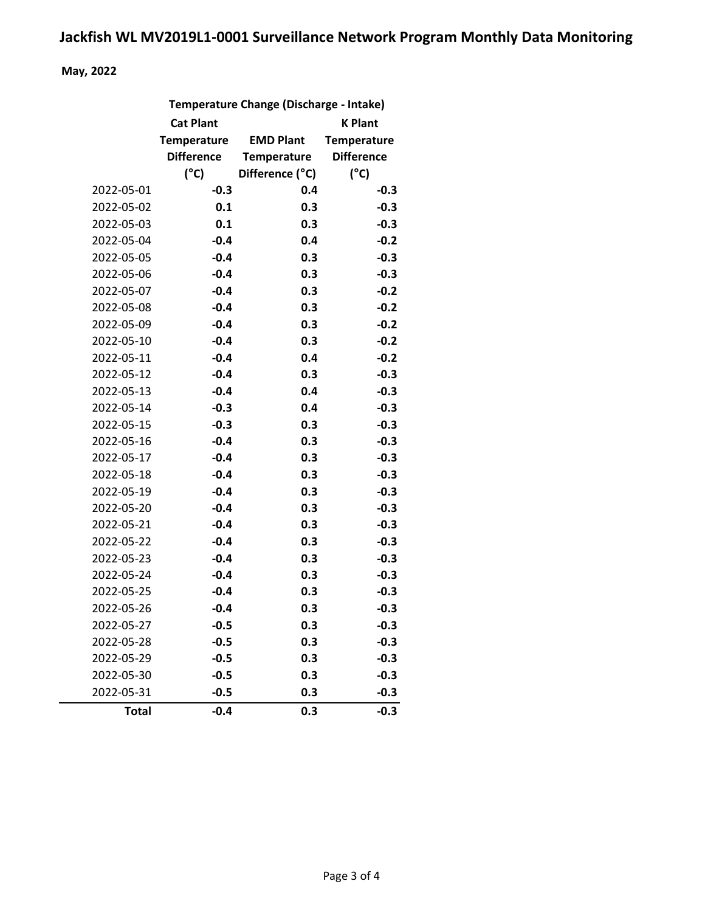# Jackfish WL MV2019L1-0001 Surveillance Network Program Monthly Data Monitoring

**May, 2022**

| | Temperature Change (Discharge - Intake) | | |
|---|---|---|---|
| | Cat Plant Temperature Difference (°C) | EMD Plant Temperature Difference (°C) | K Plant Temperature Difference (°C) |
| 2022-05-01 | **-0.3** | **0.4** | **-0.3** |
| 2022-05-02 | **0.1** | **0.3** | **-0.3** |
| 2022-05-03 | **0.1** | **0.3** | **-0.3** |
| 2022-05-04 | **-0.4** | **0.4** | **-0.2** |
| 2022-05-05 | **-0.4** | **0.3** | **-0.3** |
| 2022-05-06 | **-0.4** | **0.3** | **-0.3** |
| 2022-05-07 | **-0.4** | **0.3** | **-0.2** |
| 2022-05-08 | **-0.4** | **0.3** | **-0.2** |
| 2022-05-09 | **-0.4** | **0.3** | **-0.2** |
| 2022-05-10 | **-0.4** | **0.3** | **-0.2** |
| 2022-05-11 | **-0.4** | **0.4** | **-0.2** |
| 2022-05-12 | **-0.4** | **0.3** | **-0.3** |
| 2022-05-13 | **-0.4** | **0.4** | **-0.3** |
| 2022-05-14 | **-0.3** | **0.4** | **-0.3** |
| 2022-05-15 | **-0.3** | **0.3** | **-0.3** |
| 2022-05-16 | **-0.4** | **0.3** | **-0.3** |
| 2022-05-17 | **-0.4** | **0.3** | **-0.3** |
| 2022-05-18 | **-0.4** | **0.3** | **-0.3** |
| 2022-05-19 | **-0.4** | **0.3** | **-0.3** |
| 2022-05-20 | **-0.4** | **0.3** | **-0.3** |
| 2022-05-21 | **-0.4** | **0.3** | **-0.3** |
| 2022-05-22 | **-0.4** | **0.3** | **-0.3** |
| 2022-05-23 | **-0.4** | **0.3** | **-0.3** |
| 2022-05-24 | **-0.4** | **0.3** | **-0.3** |
| 2022-05-25 | **-0.4** | **0.3** | **-0.3** |
| 2022-05-26 | **-0.4** | **0.3** | **-0.3** |
| 2022-05-27 | **-0.5** | **0.3** | **-0.3** |
| 2022-05-28 | **-0.5** | **0.3** | **-0.3** |
| 2022-05-29 | **-0.5** | **0.3** | **-0.3** |
| 2022-05-30 | **-0.5** | **0.3** | **-0.3** |
| 2022-05-31 | **-0.5** | **0.3** | **-0.3** |
| **Total** | **-0.4** | **0.3** | **-0.3** |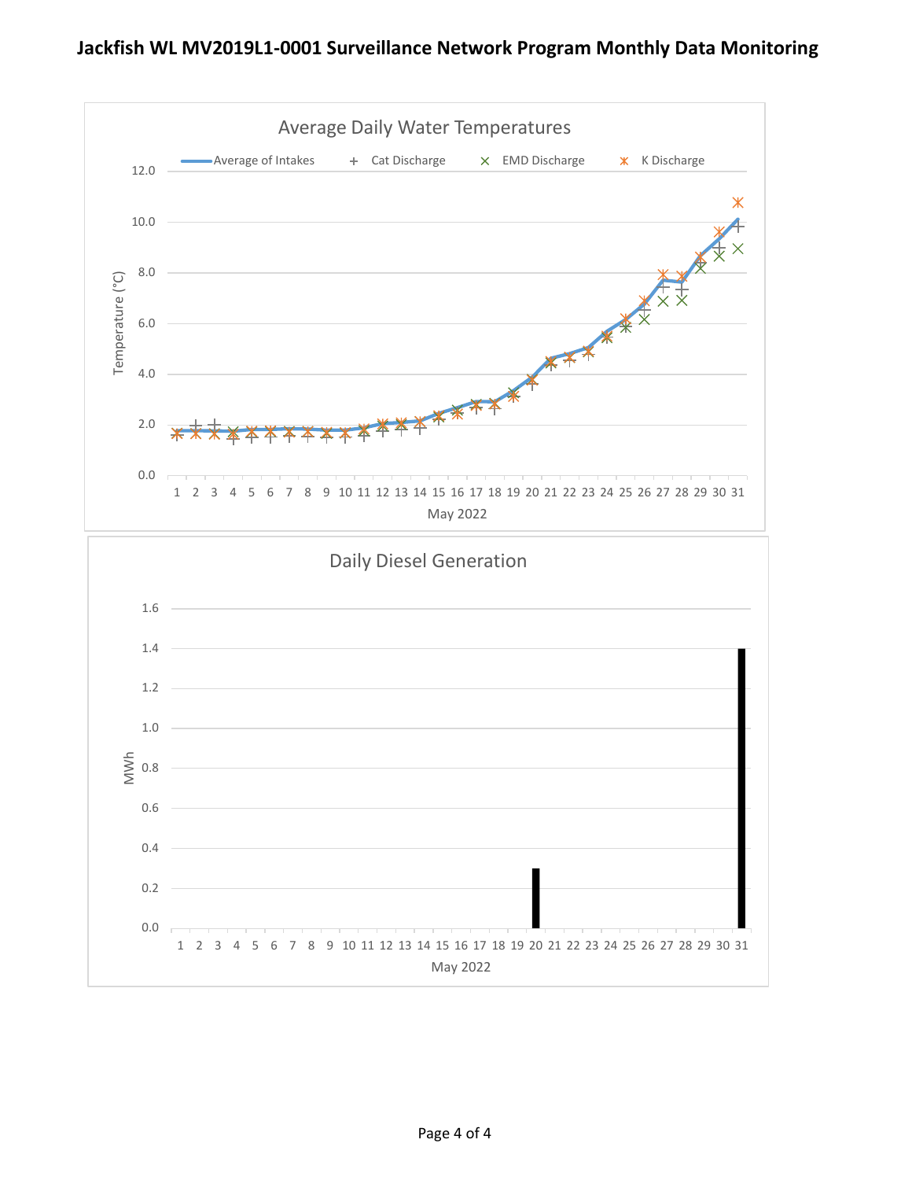# Jackfish WL MV2019L1-0001 Surveillance Network Program Monthly Data Monitoring

Average Daily Water Temperatures

Average of Intakes
Cat Discharge
EMD Discharge
K Discharge

Temperature (°C)

12.0
10.0
8.0
6.0
4.0
2.0
0.0

1 2 3 4 5 6 7 8 9 10 11 12 13 14 15 16 17 18 19 20 21 22 23 24 25 26 27 28 29 30 31

May 2022

Daily Diesel Generation

MWh

1.6
1.4
1.2
1.0
0.8
0.6
0.4
0.2
0.0

1 2 3 4 5 6 7 8 9 10 11 12 13 14 15 16 17 18 19 20 21 22 23 24 25 26 27 28 29 30 31

May 2022